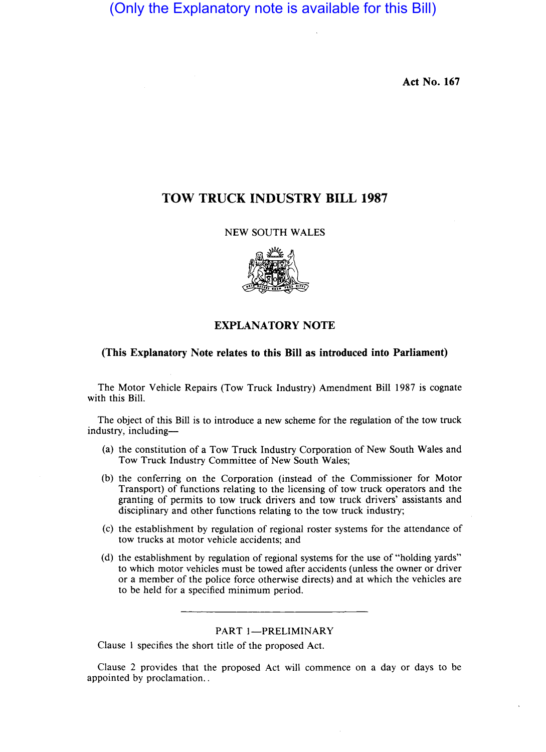(Only the Explanatory note is available for this Bill)

**Act No. 167**

# TOW TRUCK INDUSTRY BILL 1987

NEW SOUTH WALES

## EXPLANATORY NOTE

**(This Explanatory Note relates to this Bill as introduced into Parliament)**

The Motor Vehicle Repairs (Tow Truck Industry) Amendment Bill 1987 is cognate with this Bill.

The object of this Bill is to introduce a new scheme for the regulation of the tow truck industry, including—

(a) the constitution of a Tow Truck Industry Corporation of New South Wales and Tow Truck Industry Committee of New South Wales;

(b) the conferring on the Corporation (instead of the Commissioner for Motor Transport) of functions relating to the licensing of tow truck operators and the granting of permits to tow truck drivers and tow truck drivers' assistants and disciplinary and other functions relating to the tow truck industry;

(c) the establishment by regulation of regional roster systems for the attendance of tow trucks at motor vehicle accidents; and

(d) the establishment by regulation of regional systems for the use of "holding yards" to which motor vehicles must be towed after accidents (unless the owner or driver or a member of the police force otherwise directs) and at which the vehicles are to be held for a specified minimum period.

---

PART 1—PRELIMINARY

Clause 1 specifies the short title of the proposed Act.

Clause 2 provides that the proposed Act will commence on a day or days to be appointed by proclamation..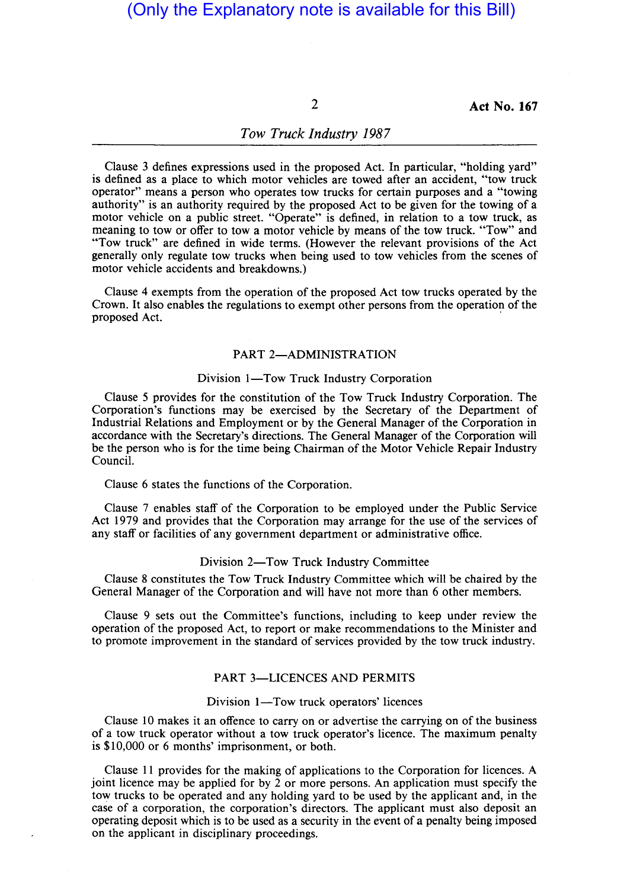(Only the Explanatory note is available for this Bill)

Clause 3 defines expressions used in the proposed Act. In particular, "holding yard" is defined as a place to which motor vehicles are towed after an accident, "tow truck operator" means a person who operates tow trucks for certain purposes and a "towing authority" is an authority required by the proposed Act to be given for the towing of a motor vehicle on a public street. "Operate" is defined, in relation to a tow truck, as meaning to tow or offer to tow a motor vehicle by means of the tow truck. "Tow" and "Tow truck" are defined in wide terms. (However the relevant provisions of the Act generally only regulate tow trucks when being used to tow vehicles from the scenes of motor vehicle accidents and breakdowns.)

Clause 4 exempts from the operation of the proposed Act tow trucks operated by the Crown. It also enables the regulations to exempt other persons from the operation of the proposed Act.

## PART 2—ADMINISTRATION

### Division 1—Tow Truck Industry Corporation

Clause 5 provides for the constitution of the Tow Truck Industry Corporation. The Corporation's functions may be exercised by the Secretary of the Department of Industrial Relations and Employment or by the General Manager of the Corporation in accordance with the Secretary's directions. The General Manager of the Corporation will be the person who is for the time being Chairman of the Motor Vehicle Repair Industry Council.

Clause 6 states the functions of the Corporation.

Clause 7 enables staff of the Corporation to be employed under the Public Service Act 1979 and provides that the Corporation may arrange for the use of the services of any staff or facilities of any government department or administrative office.

### Division 2—Tow Truck Industry Committee

Clause 8 constitutes the Tow Truck Industry Committee which will be chaired by the General Manager of the Corporation and will have not more than 6 other members.

Clause 9 sets out the Committee's functions, including to keep under review the operation of the proposed Act, to report or make recommendations to the Minister and to promote improvement in the standard of services provided by the tow truck industry.

## PART 3—LICENCES AND PERMITS

### Division 1—Tow truck operators' licences

Clause 10 makes it an offence to carry on or advertise the carrying on of the business of a tow truck operator without a tow truck operator's licence. The maximum penalty is $10,000 or 6 months' imprisonment, or both.

Clause 11 provides for the making of applications to the Corporation for licences. A joint licence may be applied for by 2 or more persons. An application must specify the tow trucks to be operated and any holding yard to be used by the applicant and, in the case of a corporation, the corporation's directors. The applicant must also deposit an operating deposit which is to be used as a security in the event of a penalty being imposed on the applicant in disciplinary proceedings.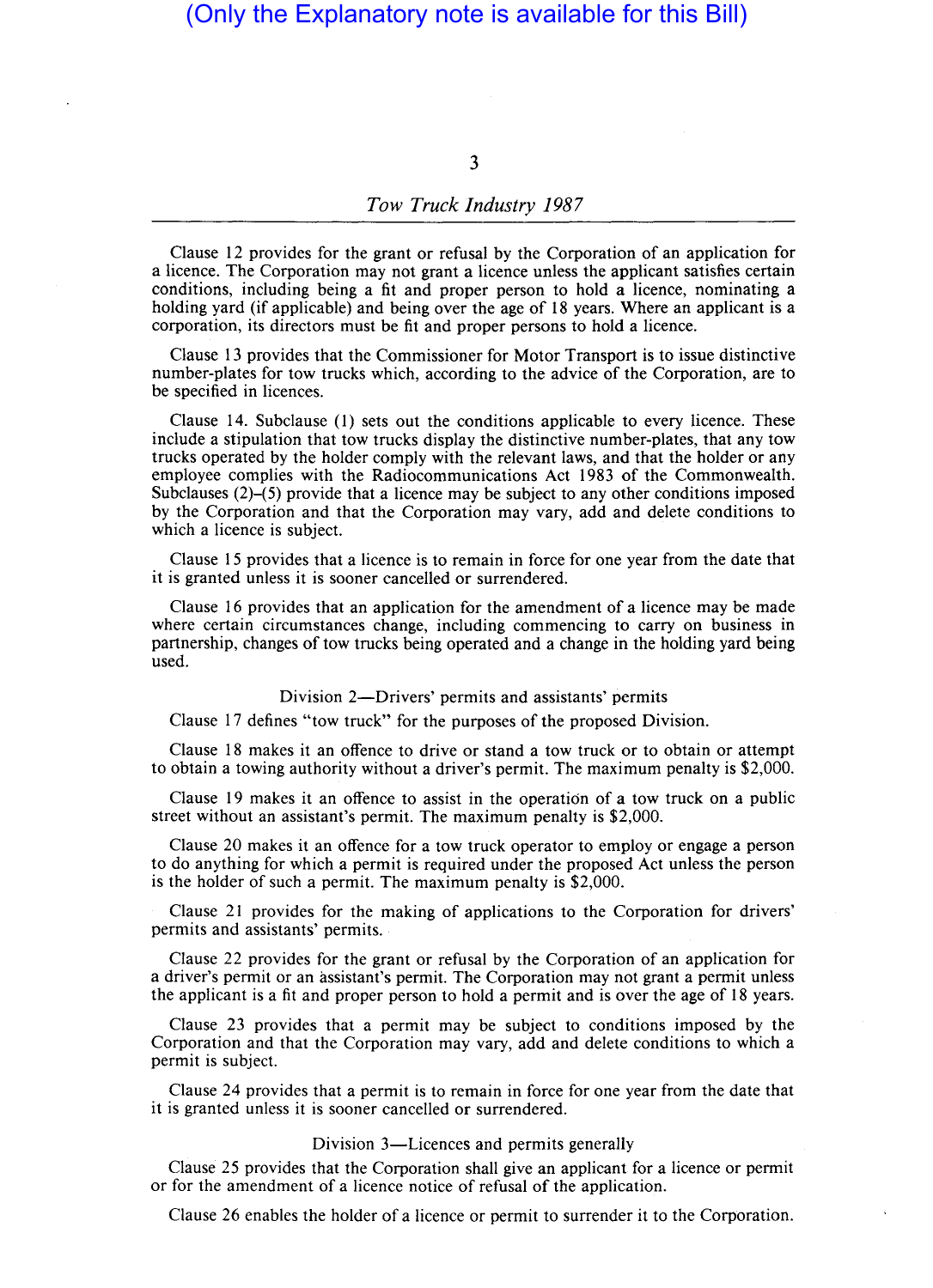Clause 12 provides for the grant or refusal by the Corporation of an application for a licence. The Corporation may not grant a licence unless the applicant satisfies certain conditions, including being a fit and proper person to hold a licence, nominating a holding yard (if applicable) and being over the age of 18 years. Where an applicant is a corporation, its directors must be fit and proper persons to hold a licence.

Clause 13 provides that the Commissioner for Motor Transport is to issue distinctive number-plates for tow trucks which, according to the advice of the Corporation, are to be specified in licences.

Clause 14. Subclause (1) sets out the conditions applicable to every licence. These include a stipulation that tow trucks display the distinctive number-plates, that any tow trucks operated by the holder comply with the relevant laws, and that the holder or any employee complies with the Radiocommunications Act 1983 of the Commonwealth. Subclauses (2)–(5) provide that a licence may be subject to any other conditions imposed by the Corporation and that the Corporation may vary, add and delete conditions to which a licence is subject.

Clause 15 provides that a licence is to remain in force for one year from the date that it is granted unless it is sooner cancelled or surrendered.

Clause 16 provides that an application for the amendment of a licence may be made where certain circumstances change, including commencing to carry on business in partnership, changes of tow trucks being operated and a change in the holding yard being used.

### Division 2—Drivers' permits and assistants' permits

Clause 17 defines "tow truck" for the purposes of the proposed Division.

Clause 18 makes it an offence to drive or stand a tow truck or to obtain or attempt to obtain a towing authority without a driver's permit. The maximum penalty is $2,000.

Clause 19 makes it an offence to assist in the operation of a tow truck on a public street without an assistant's permit. The maximum penalty is $2,000.

Clause 20 makes it an offence for a tow truck operator to employ or engage a person to do anything for which a permit is required under the proposed Act unless the person is the holder of such a permit. The maximum penalty is $2,000.

Clause 21 provides for the making of applications to the Corporation for drivers' permits and assistants' permits.

Clause 22 provides for the grant or refusal by the Corporation of an application for a driver's permit or an assistant's permit. The Corporation may not grant a permit unless the applicant is a fit and proper person to hold a permit and is over the age of 18 years.

Clause 23 provides that a permit may be subject to conditions imposed by the Corporation and that the Corporation may vary, add and delete conditions to which a permit is subject.

Clause 24 provides that a permit is to remain in force for one year from the date that it is granted unless it is sooner cancelled or surrendered.

### Division 3—Licences and permits generally

Clause 25 provides that the Corporation shall give an applicant for a licence or permit or for the amendment of a licence notice of refusal of the application.

Clause 26 enables the holder of a licence or permit to surrender it to the Corporation.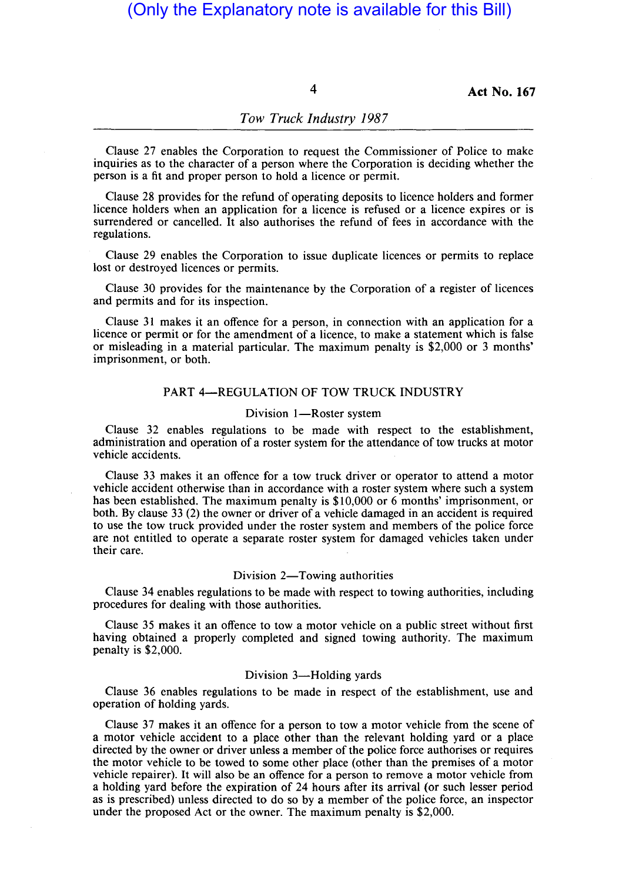(Only the Explanatory note is available for this Bill)

Clause 27 enables the Corporation to request the Commissioner of Police to make inquiries as to the character of a person where the Corporation is deciding whether the person is a fit and proper person to hold a licence or permit.

Clause 28 provides for the refund of operating deposits to licence holders and former licence holders when an application for a licence is refused or a licence expires or is surrendered or cancelled. It also authorises the refund of fees in accordance with the regulations.

Clause 29 enables the Corporation to issue duplicate licences or permits to replace lost or destroyed licences or permits.

Clause 30 provides for the maintenance by the Corporation of a register of licences and permits and for its inspection.

Clause 31 makes it an offence for a person, in connection with an application for a licence or permit or for the amendment of a licence, to make a statement which is false or misleading in a material particular. The maximum penalty is $2,000 or 3 months' imprisonment, or both.

## PART 4—REGULATION OF TOW TRUCK INDUSTRY

### Division 1—Roster system

Clause 32 enables regulations to be made with respect to the establishment, administration and operation of a roster system for the attendance of tow trucks at motor vehicle accidents.

Clause 33 makes it an offence for a tow truck driver or operator to attend a motor vehicle accident otherwise than in accordance with a roster system where such a system has been established. The maximum penalty is $10,000 or 6 months' imprisonment, or both. By clause 33 (2) the owner or driver of a vehicle damaged in an accident is required to use the tow truck provided under the roster system and members of the police force are not entitled to operate a separate roster system for damaged vehicles taken under their care.

### Division 2—Towing authorities

Clause 34 enables regulations to be made with respect to towing authorities, including procedures for dealing with those authorities.

Clause 35 makes it an offence to tow a motor vehicle on a public street without first having obtained a properly completed and signed towing authority. The maximum penalty is $2,000.

### Division 3—Holding yards

Clause 36 enables regulations to be made in respect of the establishment, use and operation of holding yards.

Clause 37 makes it an offence for a person to tow a motor vehicle from the scene of a motor vehicle accident to a place other than the relevant holding yard or a place directed by the owner or driver unless a member of the police force authorises or requires the motor vehicle to be towed to some other place (other than the premises of a motor vehicle repairer). It will also be an offence for a person to remove a motor vehicle from a holding yard before the expiration of 24 hours after its arrival (or such lesser period as is prescribed) unless directed to do so by a member of the police force, an inspector under the proposed Act or the owner. The maximum penalty is $2,000.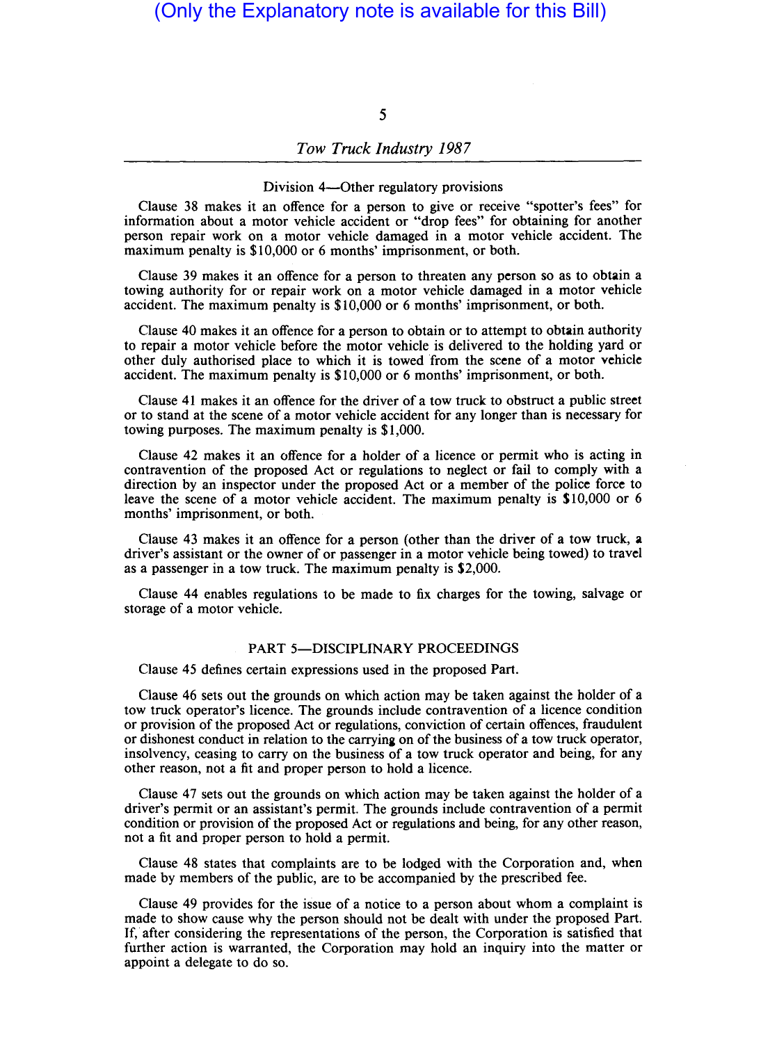(Only the Explanatory note is available for this Bill)

Division 4—Other regulatory provisions

Clause 38 makes it an offence for a person to give or receive "spotter's fees" for information about a motor vehicle accident or "drop fees" for obtaining for another person repair work on a motor vehicle damaged in a motor vehicle accident. The maximum penalty is $10,000 or 6 months' imprisonment, or both.

Clause 39 makes it an offence for a person to threaten any person so as to obtain a towing authority for or repair work on a motor vehicle damaged in a motor vehicle accident. The maximum penalty is $10,000 or 6 months' imprisonment, or both.

Clause 40 makes it an offence for a person to obtain or to attempt to obtain authority to repair a motor vehicle before the motor vehicle is delivered to the holding yard or other duly authorised place to which it is towed from the scene of a motor vehicle accident. The maximum penalty is $10,000 or 6 months' imprisonment, or both.

Clause 41 makes it an offence for the driver of a tow truck to obstruct a public street or to stand at the scene of a motor vehicle accident for any longer than is necessary for towing purposes. The maximum penalty is $1,000.

Clause 42 makes it an offence for a holder of a licence or permit who is acting in contravention of the proposed Act or regulations to neglect or fail to comply with a direction by an inspector under the proposed Act or a member of the police force to leave the scene of a motor vehicle accident. The maximum penalty is $10,000 or 6 months' imprisonment, or both.

Clause 43 makes it an offence for a person (other than the driver of a tow truck, a driver's assistant or the owner of or passenger in a motor vehicle being towed) to travel as a passenger in a tow truck. The maximum penalty is $2,000.

Clause 44 enables regulations to be made to fix charges for the towing, salvage or storage of a motor vehicle.

PART 5—DISCIPLINARY PROCEEDINGS

Clause 45 defines certain expressions used in the proposed Part.

Clause 46 sets out the grounds on which action may be taken against the holder of a tow truck operator's licence. The grounds include contravention of a licence condition or provision of the proposed Act or regulations, conviction of certain offences, fraudulent or dishonest conduct in relation to the carrying on of the business of a tow truck operator, insolvency, ceasing to carry on the business of a tow truck operator and being, for any other reason, not a fit and proper person to hold a licence.

Clause 47 sets out the grounds on which action may be taken against the holder of a driver's permit or an assistant's permit. The grounds include contravention of a permit condition or provision of the proposed Act or regulations and being, for any other reason, not a fit and proper person to hold a permit.

Clause 48 states that complaints are to be lodged with the Corporation and, when made by members of the public, are to be accompanied by the prescribed fee.

Clause 49 provides for the issue of a notice to a person about whom a complaint is made to show cause why the person should not be dealt with under the proposed Part. If, after considering the representations of the person, the Corporation is satisfied that further action is warranted, the Corporation may hold an inquiry into the matter or appoint a delegate to do so.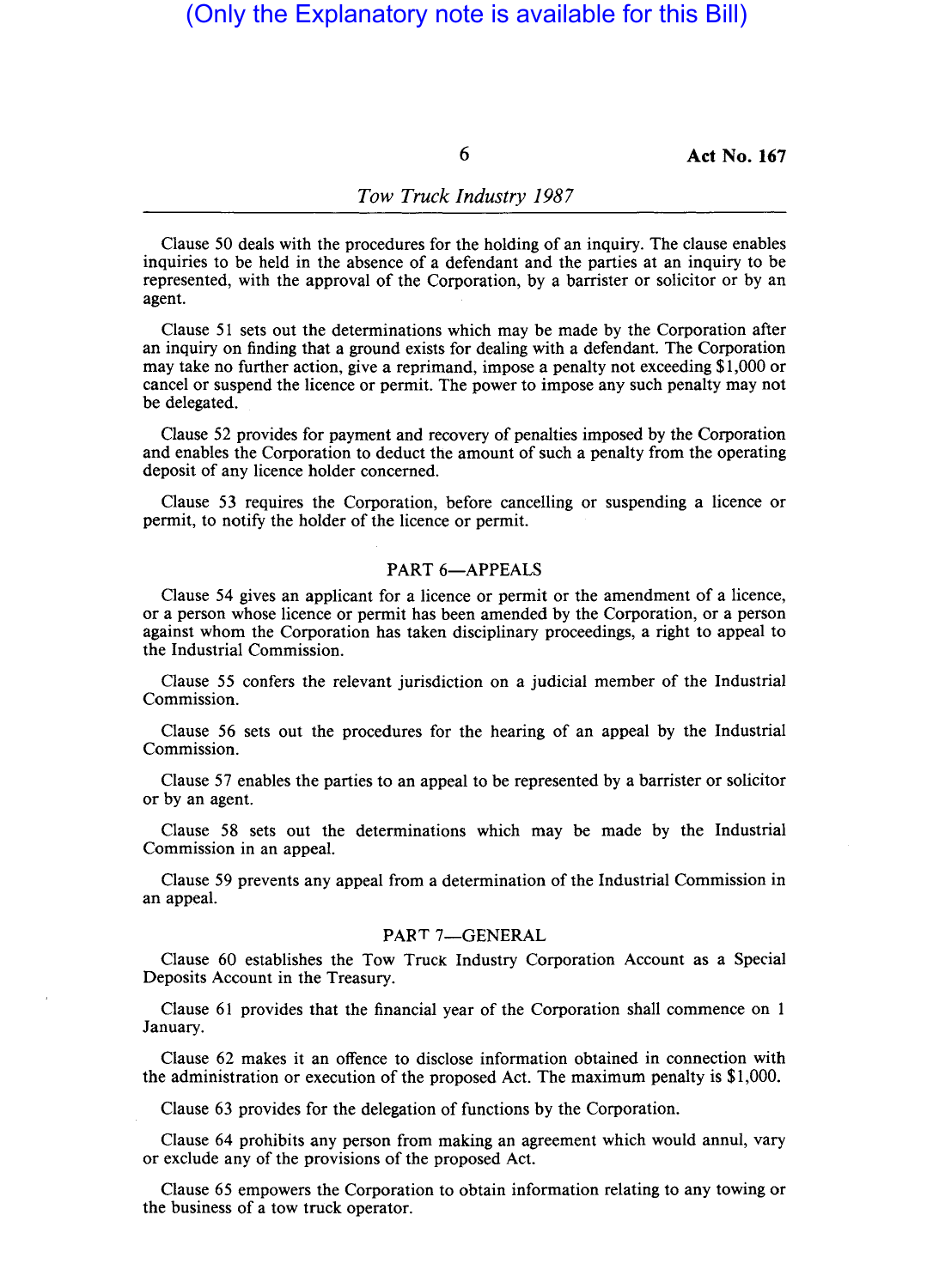(Only the Explanatory note is available for this Bill)

Clause 50 deals with the procedures for the holding of an inquiry. The clause enables inquiries to be held in the absence of a defendant and the parties at an inquiry to be represented, with the approval of the Corporation, by a barrister or solicitor or by an agent.

Clause 51 sets out the determinations which may be made by the Corporation after an inquiry on finding that a ground exists for dealing with a defendant. The Corporation may take no further action, give a reprimand, impose a penalty not exceeding $1,000 or cancel or suspend the licence or permit. The power to impose any such penalty may not be delegated.

Clause 52 provides for payment and recovery of penalties imposed by the Corporation and enables the Corporation to deduct the amount of such a penalty from the operating deposit of any licence holder concerned.

Clause 53 requires the Corporation, before cancelling or suspending a licence or permit, to notify the holder of the licence or permit.

## PART 6—APPEALS

Clause 54 gives an applicant for a licence or permit or the amendment of a licence, or a person whose licence or permit has been amended by the Corporation, or a person against whom the Corporation has taken disciplinary proceedings, a right to appeal to the Industrial Commission.

Clause 55 confers the relevant jurisdiction on a judicial member of the Industrial Commission.

Clause 56 sets out the procedures for the hearing of an appeal by the Industrial Commission.

Clause 57 enables the parties to an appeal to be represented by a barrister or solicitor or by an agent.

Clause 58 sets out the determinations which may be made by the Industrial Commission in an appeal.

Clause 59 prevents any appeal from a determination of the Industrial Commission in an appeal.

## PART 7—GENERAL

Clause 60 establishes the Tow Truck Industry Corporation Account as a Special Deposits Account in the Treasury.

Clause 61 provides that the financial year of the Corporation shall commence on 1 January.

Clause 62 makes it an offence to disclose information obtained in connection with the administration or execution of the proposed Act. The maximum penalty is $1,000.

Clause 63 provides for the delegation of functions by the Corporation.

Clause 64 prohibits any person from making an agreement which would annul, vary or exclude any of the provisions of the proposed Act.

Clause 65 empowers the Corporation to obtain information relating to any towing or the business of a tow truck operator.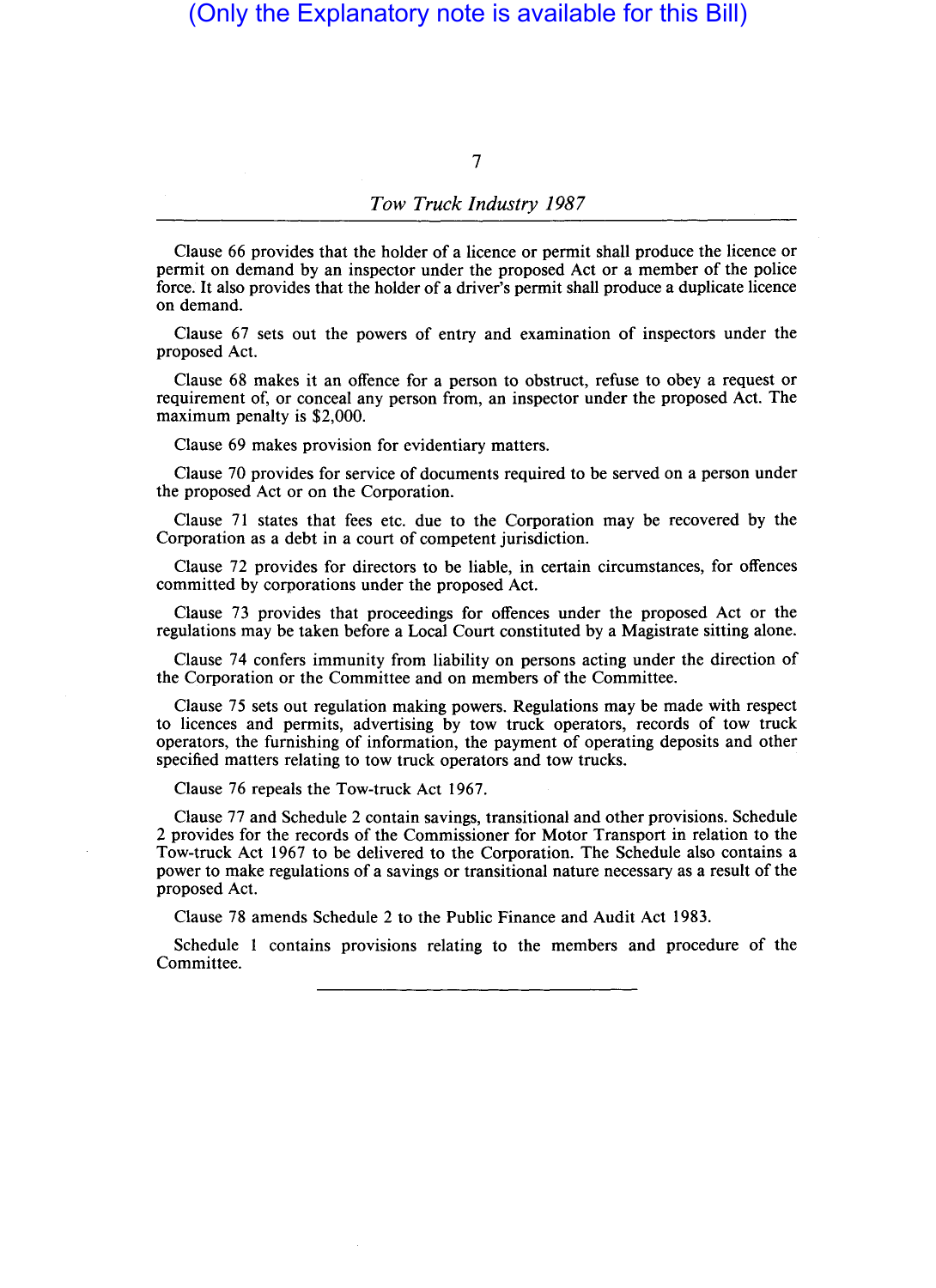(Only the Explanatory note is available for this Bill)

Clause 66 provides that the holder of a licence or permit shall produce the licence or permit on demand by an inspector under the proposed Act or a member of the police force. It also provides that the holder of a driver's permit shall produce a duplicate licence on demand.

Clause 67 sets out the powers of entry and examination of inspectors under the proposed Act.

Clause 68 makes it an offence for a person to obstruct, refuse to obey a request or requirement of, or conceal any person from, an inspector under the proposed Act. The maximum penalty is $2,000.

Clause 69 makes provision for evidentiary matters.

Clause 70 provides for service of documents required to be served on a person under the proposed Act or on the Corporation.

Clause 71 states that fees etc. due to the Corporation may be recovered by the Corporation as a debt in a court of competent jurisdiction.

Clause 72 provides for directors to be liable, in certain circumstances, for offences committed by corporations under the proposed Act.

Clause 73 provides that proceedings for offences under the proposed Act or the regulations may be taken before a Local Court constituted by a Magistrate sitting alone.

Clause 74 confers immunity from liability on persons acting under the direction of the Corporation or the Committee and on members of the Committee.

Clause 75 sets out regulation making powers. Regulations may be made with respect to licences and permits, advertising by tow truck operators, records of tow truck operators, the furnishing of information, the payment of operating deposits and other specified matters relating to tow truck operators and tow trucks.

Clause 76 repeals the Tow-truck Act 1967.

Clause 77 and Schedule 2 contain savings, transitional and other provisions. Schedule 2 provides for the records of the Commissioner for Motor Transport in relation to the Tow-truck Act 1967 to be delivered to the Corporation. The Schedule also contains a power to make regulations of a savings or transitional nature necessary as a result of the proposed Act.

Clause 78 amends Schedule 2 to the Public Finance and Audit Act 1983.

Schedule 1 contains provisions relating to the members and procedure of the Committee.